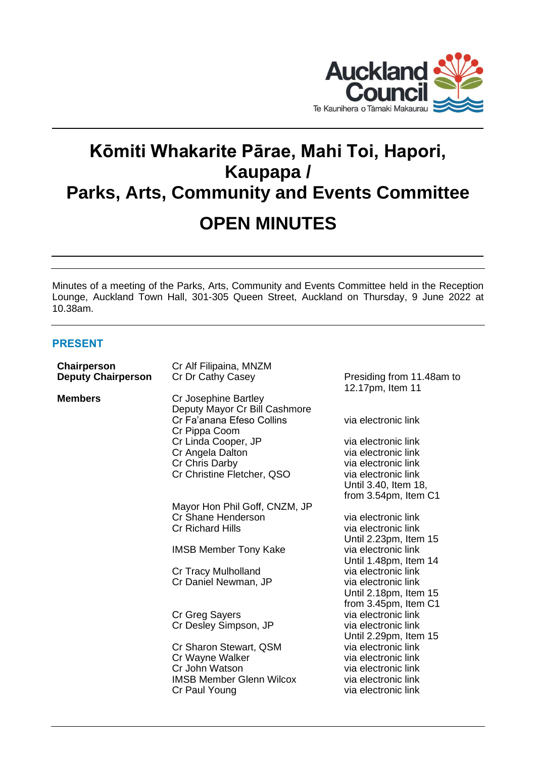Auckland Council
Te Kaunihera o Tāmaki Makaurau

# Kōmiti Whakarite Pārae, Mahi Toi, Hapori, Kaupapa / Parks, Arts, Community and Events Committee

# OPEN MINUTES

Minutes of a meeting of the Parks, Arts, Community and Events Committee held in the Reception Lounge, Auckland Town Hall, 301-305 Queen Street, Auckland on Thursday, 9 June 2022 at 10.38am.

## PRESENT

| | | |
|---|---|---|
| **Chairperson** | Cr Alf Filipaina, MNZM | |
| **Deputy Chairperson** | Cr Dr Cathy Casey | Presiding from 11.48am to 12.17pm, Item 11 |
| **Members** | Cr Josephine Bartley | |
| | Deputy Mayor Cr Bill Cashmore | |
| | Cr Fa'anana Efeso Collins | via electronic link |
| | Cr Pippa Coom | |
| | Cr Linda Cooper, JP | via electronic link |
| | Cr Angela Dalton | via electronic link |
| | Cr Chris Darby | via electronic link |
| | Cr Christine Fletcher, QSO | via electronic link<br>Until 3.40, Item 18,<br>from 3.54pm, Item C1 |
| | Mayor Hon Phil Goff, CNZM, JP | |
| | Cr Shane Henderson | via electronic link |
| | Cr Richard Hills | via electronic link<br>Until 2.23pm, Item 15 |
| | IMSB Member Tony Kake | via electronic link<br>Until 1.48pm, Item 14 |
| | Cr Tracy Mulholland | via electronic link |
| | Cr Daniel Newman, JP | via electronic link<br>Until 2.18pm, Item 15<br>from 3.45pm, Item C1 |
| | Cr Greg Sayers | via electronic link |
| | Cr Desley Simpson, JP | via electronic link<br>Until 2.29pm, Item 15 |
| | Cr Sharon Stewart, QSM | via electronic link |
| | Cr Wayne Walker | via electronic link |
| | Cr John Watson | via electronic link |
| | IMSB Member Glenn Wilcox | via electronic link |
| | Cr Paul Young | via electronic link |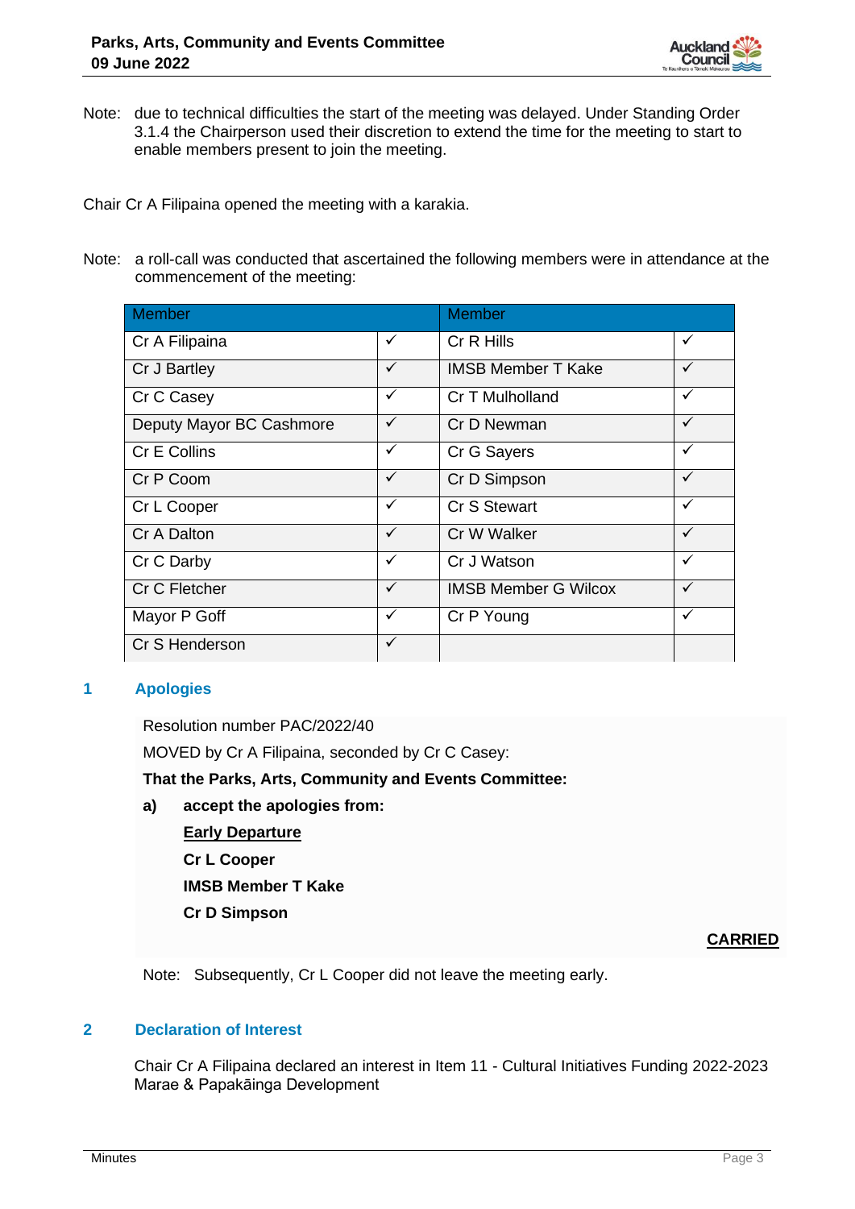Note: due to technical difficulties the start of the meeting was delayed. Under Standing Order 3.1.4 the Chairperson used their discretion to extend the time for the meeting to start to enable members present to join the meeting.

Chair Cr A Filipaina opened the meeting with a karakia.

Note: a roll-call was conducted that ascertained the following members were in attendance at the commencement of the meeting:

| Member | | Member | |
|---|---|---|---|
| Cr A Filipaina | ✓ | Cr R Hills | ✓ |
| Cr J Bartley | ✓ | IMSB Member T Kake | ✓ |
| Cr C Casey | ✓ | Cr T Mulholland | ✓ |
| Deputy Mayor BC Cashmore | ✓ | Cr D Newman | ✓ |
| Cr E Collins | ✓ | Cr G Sayers | ✓ |
| Cr P Coom | ✓ | Cr D Simpson | ✓ |
| Cr L Cooper | ✓ | Cr S Stewart | ✓ |
| Cr A Dalton | ✓ | Cr W Walker | ✓ |
| Cr C Darby | ✓ | Cr J Watson | ✓ |
| Cr C Fletcher | ✓ | IMSB Member G Wilcox | ✓ |
| Mayor P Goff | ✓ | Cr P Young | ✓ |
| Cr S Henderson | ✓ | | |

## 1 Apologies

Resolution number PAC/2022/40

MOVED by Cr A Filipaina, seconded by Cr C Casey:

**That the Parks, Arts, Community and Events Committee:**

**a) accept the apologies from:**

**Early Departure**

**Cr L Cooper**

**IMSB Member T Kake**

**Cr D Simpson**

**CARRIED**

Note: Subsequently, Cr L Cooper did not leave the meeting early.

## 2 Declaration of Interest

Chair Cr A Filipaina declared an interest in Item 11 - Cultural Initiatives Funding 2022-2023 Marae & Papakāinga Development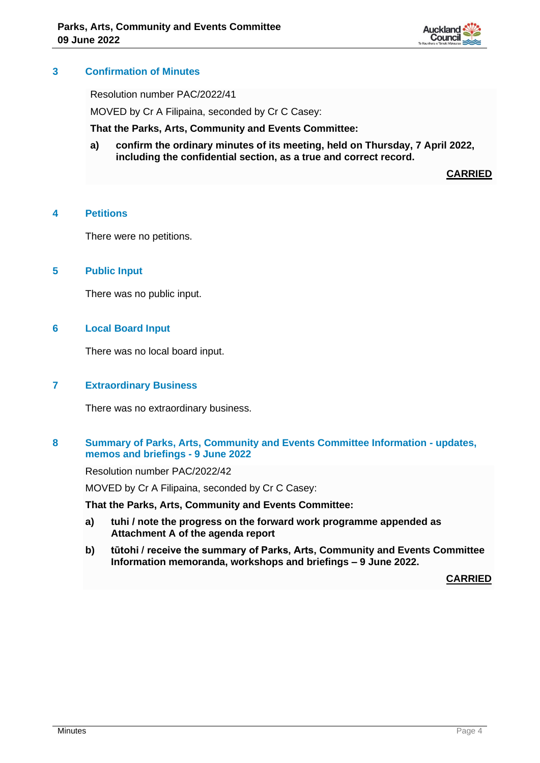## 3 Confirmation of Minutes

Resolution number PAC/2022/41

MOVED by Cr A Filipaina, seconded by Cr C Casey:

**That the Parks, Arts, Community and Events Committee:**

**a) confirm the ordinary minutes of its meeting, held on Thursday, 7 April 2022, including the confidential section, as a true and correct record.**

**CARRIED**

## 4 Petitions

There were no petitions.

## 5 Public Input

There was no public input.

## 6 Local Board Input

There was no local board input.

## 7 Extraordinary Business

There was no extraordinary business.

## 8 Summary of Parks, Arts, Community and Events Committee Information - updates, memos and briefings - 9 June 2022

Resolution number PAC/2022/42

MOVED by Cr A Filipaina, seconded by Cr C Casey:

**That the Parks, Arts, Community and Events Committee:**

**a) tuhi / note the progress on the forward work programme appended as Attachment A of the agenda report**

**b) tūtohi / receive the summary of Parks, Arts, Community and Events Committee Information memoranda, workshops and briefings – 9 June 2022.**

**CARRIED**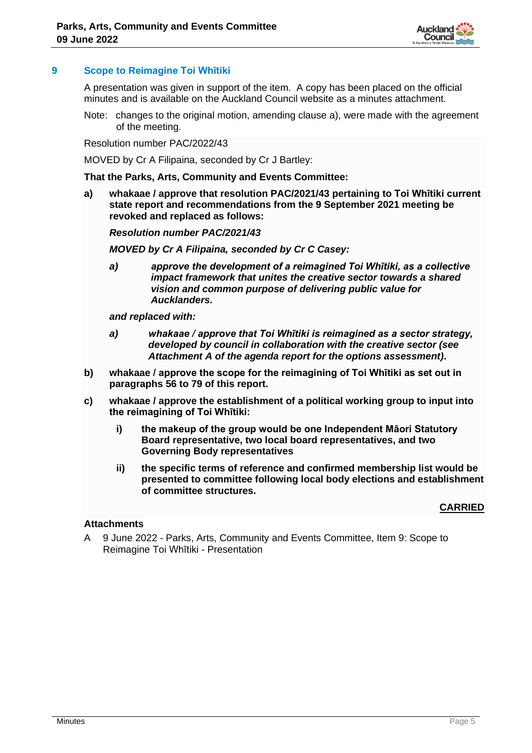## 9 Scope to Reimagine Toi Whītiki

A presentation was given in support of the item. A copy has been placed on the official minutes and is available on the Auckland Council website as a minutes attachment.

Note: changes to the original motion, amending clause a), were made with the agreement of the meeting.

Resolution number PAC/2022/43

MOVED by Cr A Filipaina, seconded by Cr J Bartley:

**That the Parks, Arts, Community and Events Committee:**

**a) whakaae / approve that resolution PAC/2021/43 pertaining to Toi Whītiki current state report and recommendations from the 9 September 2021 meeting be revoked and replaced as follows:**

***Resolution number PAC/2021/43***

***MOVED by Cr A Filipaina, seconded by Cr C Casey:***

***a) approve the development of a reimagined Toi Whītiki, as a collective impact framework that unites the creative sector towards a shared vision and common purpose of delivering public value for Aucklanders.***

***and replaced with:***

***a) whakaae / approve that Toi Whītiki is reimagined as a sector strategy, developed by council in collaboration with the creative sector (see Attachment A of the agenda report for the options assessment).***

**b) whakaae / approve the scope for the reimagining of Toi Whītiki as set out in paragraphs 56 to 79 of this report.**

**c) whakaae / approve the establishment of a political working group to input into the reimagining of Toi Whītiki:**

**i) the makeup of the group would be one Independent Māori Statutory Board representative, two local board representatives, and two Governing Body representatives**

**ii) the specific terms of reference and confirmed membership list would be presented to committee following local body elections and establishment of committee structures.**

**CARRIED**

**Attachments**

A 9 June 2022 - Parks, Arts, Community and Events Committee, Item 9: Scope to Reimagine Toi Whītiki - Presentation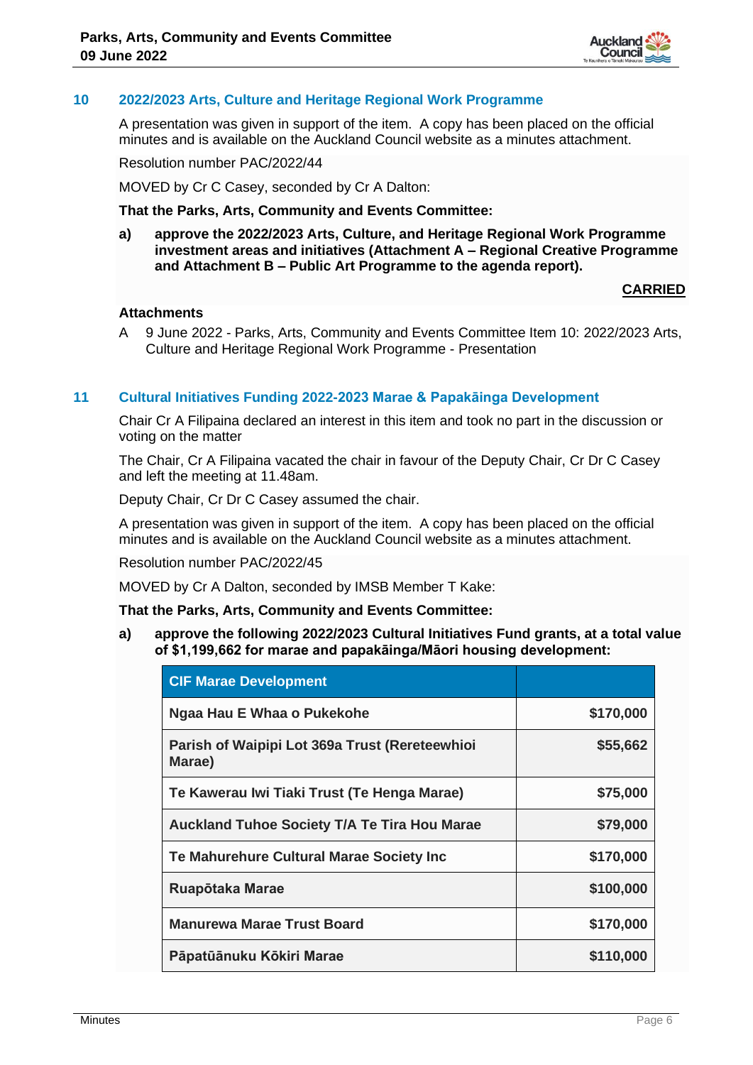## 10 2022/2023 Arts, Culture and Heritage Regional Work Programme

A presentation was given in support of the item. A copy has been placed on the official minutes and is available on the Auckland Council website as a minutes attachment.

Resolution number PAC/2022/44

MOVED by Cr C Casey, seconded by Cr A Dalton:

**That the Parks, Arts, Community and Events Committee:**

**a) approve the 2022/2023 Arts, Culture, and Heritage Regional Work Programme investment areas and initiatives (Attachment A – Regional Creative Programme and Attachment B – Public Art Programme to the agenda report).**

**CARRIED**

**Attachments**

A 9 June 2022 - Parks, Arts, Community and Events Committee Item 10: 2022/2023 Arts, Culture and Heritage Regional Work Programme - Presentation

## 11 Cultural Initiatives Funding 2022-2023 Marae & Papakāinga Development

Chair Cr A Filipaina declared an interest in this item and took no part in the discussion or voting on the matter

The Chair, Cr A Filipaina vacated the chair in favour of the Deputy Chair, Cr Dr C Casey and left the meeting at 11.48am.

Deputy Chair, Cr Dr C Casey assumed the chair.

A presentation was given in support of the item. A copy has been placed on the official minutes and is available on the Auckland Council website as a minutes attachment.

Resolution number PAC/2022/45

MOVED by Cr A Dalton, seconded by IMSB Member T Kake:

**That the Parks, Arts, Community and Events Committee:**

**a) approve the following 2022/2023 Cultural Initiatives Fund grants, at a total value of $1,199,662 for marae and papakāinga/Māori housing development:**

| **CIF Marae Development** | |
|---|---|
| **Ngaa Hau E Whaa o Pukekohe** | **$170,000** |
| **Parish of Waipipi Lot 369a Trust (Rereteewhioi Marae)** | **$55,662** |
| **Te Kawerau Iwi Tiaki Trust (Te Henga Marae)** | **$75,000** |
| **Auckland Tuhoe Society T/A Te Tira Hou Marae** | **$79,000** |
| **Te Mahurehure Cultural Marae Society Inc** | **$170,000** |
| **Ruapōtaka Marae** | **$100,000** |
| **Manurewa Marae Trust Board** | **$170,000** |
| **Pāpatūānuku Kōkiri Marae** | **$110,000** |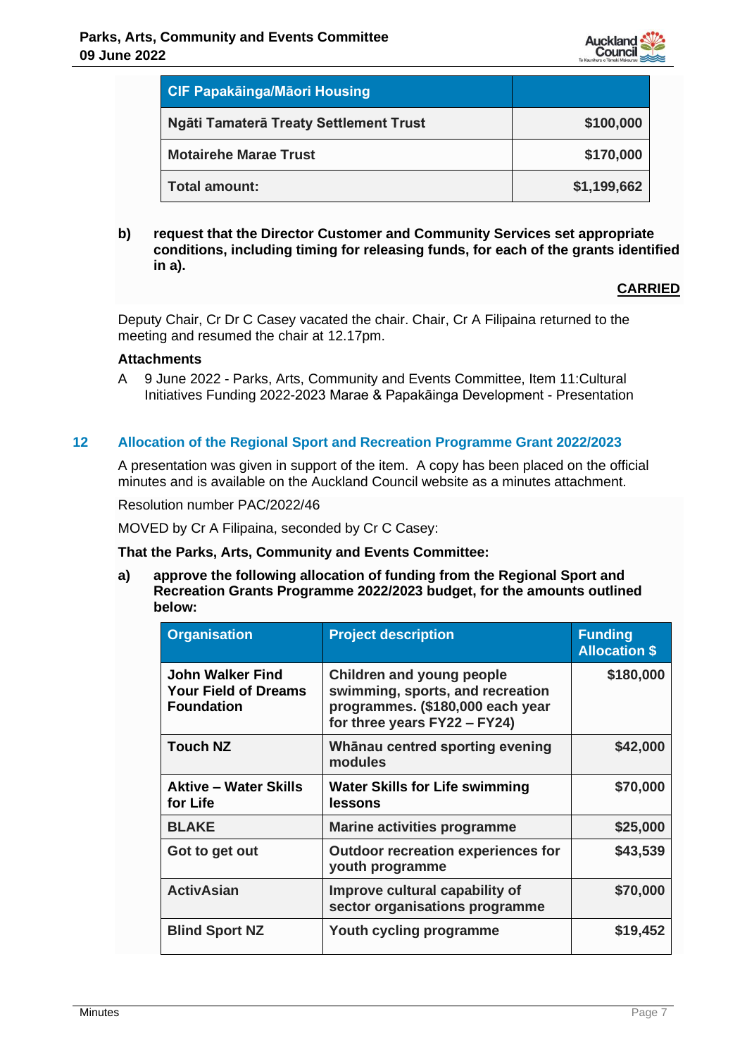| **CIF Papakāinga/Māori Housing** | |
|---|---|
| **Ngāti Tamaterā Treaty Settlement Trust** | **$100,000** |
| **Motairehe Marae Trust** | **$170,000** |
| **Total amount:** | **$1,199,662** |

**b) request that the Director Customer and Community Services set appropriate conditions, including timing for releasing funds, for each of the grants identified in a).**

**CARRIED**

Deputy Chair, Cr Dr C Casey vacated the chair. Chair, Cr A Filipaina returned to the meeting and resumed the chair at 12.17pm.

**Attachments**

A 9 June 2022 - Parks, Arts, Community and Events Committee, Item 11:Cultural Initiatives Funding 2022-2023 Marae & Papakāinga Development - Presentation

## 12 Allocation of the Regional Sport and Recreation Programme Grant 2022/2023

A presentation was given in support of the item. A copy has been placed on the official minutes and is available on the Auckland Council website as a minutes attachment.

Resolution number PAC/2022/46

MOVED by Cr A Filipaina, seconded by Cr C Casey:

**That the Parks, Arts, Community and Events Committee:**

**a) approve the following allocation of funding from the Regional Sport and Recreation Grants Programme 2022/2023 budget, for the amounts outlined below:**

| Organisation | Project description | Funding Allocation $ |
|---|---|---|
| **John Walker Find Your Field of Dreams Foundation** | **Children and young people swimming, sports, and recreation programmes. ($180,000 each year for three years FY22 – FY24)** | **$180,000** |
| **Touch NZ** | **Whānau centred sporting evening modules** | **$42,000** |
| **Aktive – Water Skills for Life** | **Water Skills for Life swimming lessons** | **$70,000** |
| **BLAKE** | **Marine activities programme** | **$25,000** |
| **Got to get out** | **Outdoor recreation experiences for youth programme** | **$43,539** |
| **ActivAsian** | **Improve cultural capability of sector organisations programme** | **$70,000** |
| **Blind Sport NZ** | **Youth cycling programme** | **$19,452** |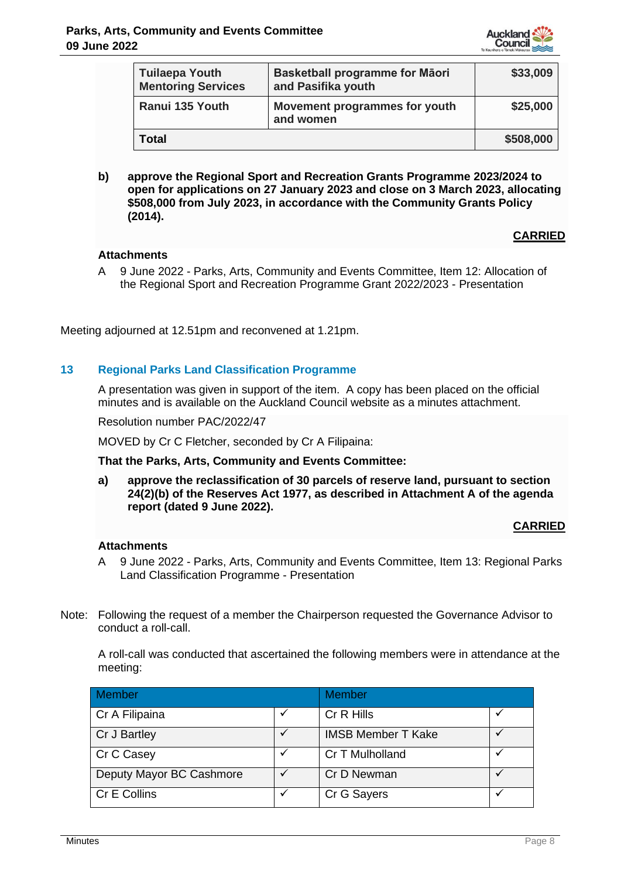| | | |
|---|---|---|
| **Tuilaepa Youth Mentoring Services** | **Basketball programme for Māori and Pasifika youth** | **$33,009** |
| **Ranui 135 Youth** | **Movement programmes for youth and women** | **$25,000** |
| **Total** | | **$508,000** |

**b) approve the Regional Sport and Recreation Grants Programme 2023/2024 to open for applications on 27 January 2023 and close on 3 March 2023, allocating $508,000 from July 2023, in accordance with the Community Grants Policy (2014).**

**CARRIED**

**Attachments**

A 9 June 2022 - Parks, Arts, Community and Events Committee, Item 12: Allocation of the Regional Sport and Recreation Programme Grant 2022/2023 - Presentation

Meeting adjourned at 12.51pm and reconvened at 1.21pm.

## 13 Regional Parks Land Classification Programme

A presentation was given in support of the item. A copy has been placed on the official minutes and is available on the Auckland Council website as a minutes attachment.

Resolution number PAC/2022/47

MOVED by Cr C Fletcher, seconded by Cr A Filipaina:

**That the Parks, Arts, Community and Events Committee:**

**a) approve the reclassification of 30 parcels of reserve land, pursuant to section 24(2)(b) of the Reserves Act 1977, as described in Attachment A of the agenda report (dated 9 June 2022).**

**CARRIED**

**Attachments**

A 9 June 2022 - Parks, Arts, Community and Events Committee, Item 13: Regional Parks Land Classification Programme - Presentation

Note: Following the request of a member the Chairperson requested the Governance Advisor to conduct a roll-call.

A roll-call was conducted that ascertained the following members were in attendance at the meeting:

| Member | | Member | |
|---|---|---|---|
| Cr A Filipaina | ✓ | Cr R Hills | ✓ |
| Cr J Bartley | ✓ | IMSB Member T Kake | ✓ |
| Cr C Casey | ✓ | Cr T Mulholland | ✓ |
| Deputy Mayor BC Cashmore | ✓ | Cr D Newman | ✓ |
| Cr E Collins | ✓ | Cr G Sayers | ✓ |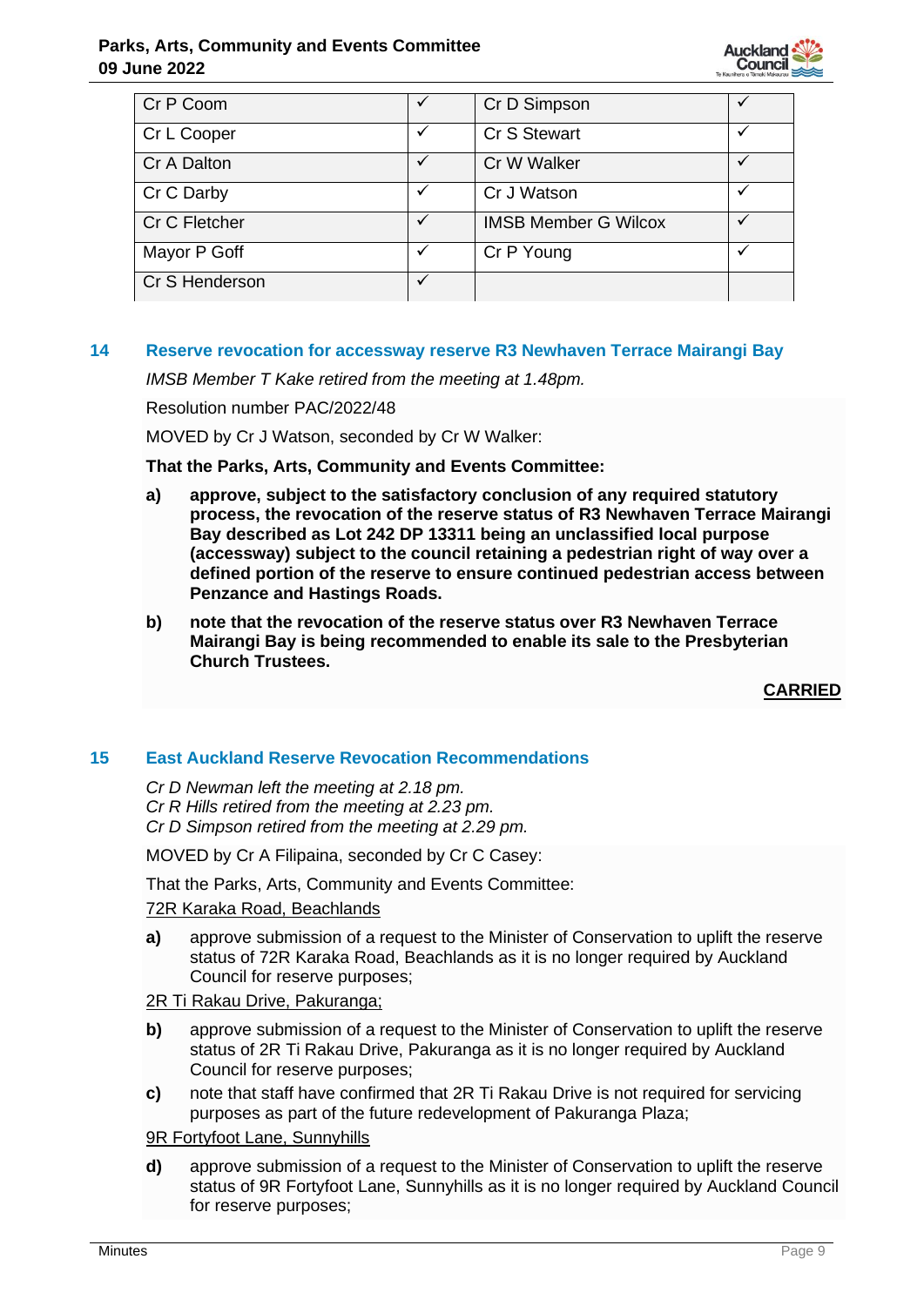| | | | |
|---|---|---|---|
| Cr P Coom | ✓ | Cr D Simpson | ✓ |
| Cr L Cooper | ✓ | Cr S Stewart | ✓ |
| Cr A Dalton | ✓ | Cr W Walker | ✓ |
| Cr C Darby | ✓ | Cr J Watson | ✓ |
| Cr C Fletcher | ✓ | IMSB Member G Wilcox | ✓ |
| Mayor P Goff | ✓ | Cr P Young | ✓ |
| Cr S Henderson | ✓ | | |

## 14 Reserve revocation for accessway reserve R3 Newhaven Terrace Mairangi Bay

*IMSB Member T Kake retired from the meeting at 1.48pm.*

Resolution number PAC/2022/48

MOVED by Cr J Watson, seconded by Cr W Walker:

**That the Parks, Arts, Community and Events Committee:**

**a) approve, subject to the satisfactory conclusion of any required statutory process, the revocation of the reserve status of R3 Newhaven Terrace Mairangi Bay described as Lot 242 DP 13311 being an unclassified local purpose (accessway) subject to the council retaining a pedestrian right of way over a defined portion of the reserve to ensure continued pedestrian access between Penzance and Hastings Roads.**

**b) note that the revocation of the reserve status over R3 Newhaven Terrace Mairangi Bay is being recommended to enable its sale to the Presbyterian Church Trustees.**

**CARRIED**

## 15 East Auckland Reserve Revocation Recommendations

*Cr D Newman left the meeting at 2.18 pm.*
*Cr R Hills retired from the meeting at 2.23 pm.*
*Cr D Simpson retired from the meeting at 2.29 pm.*

MOVED by Cr A Filipaina, seconded by Cr C Casey:

That the Parks, Arts, Community and Events Committee:

72R Karaka Road, Beachlands

a) approve submission of a request to the Minister of Conservation to uplift the reserve status of 72R Karaka Road, Beachlands as it is no longer required by Auckland Council for reserve purposes;

2R Ti Rakau Drive, Pakuranga;

b) approve submission of a request to the Minister of Conservation to uplift the reserve status of 2R Ti Rakau Drive, Pakuranga as it is no longer required by Auckland Council for reserve purposes;

c) note that staff have confirmed that 2R Ti Rakau Drive is not required for servicing purposes as part of the future redevelopment of Pakuranga Plaza;

9R Fortyfoot Lane, Sunnyhills

d) approve submission of a request to the Minister of Conservation to uplift the reserve status of 9R Fortyfoot Lane, Sunnyhills as it is no longer required by Auckland Council for reserve purposes;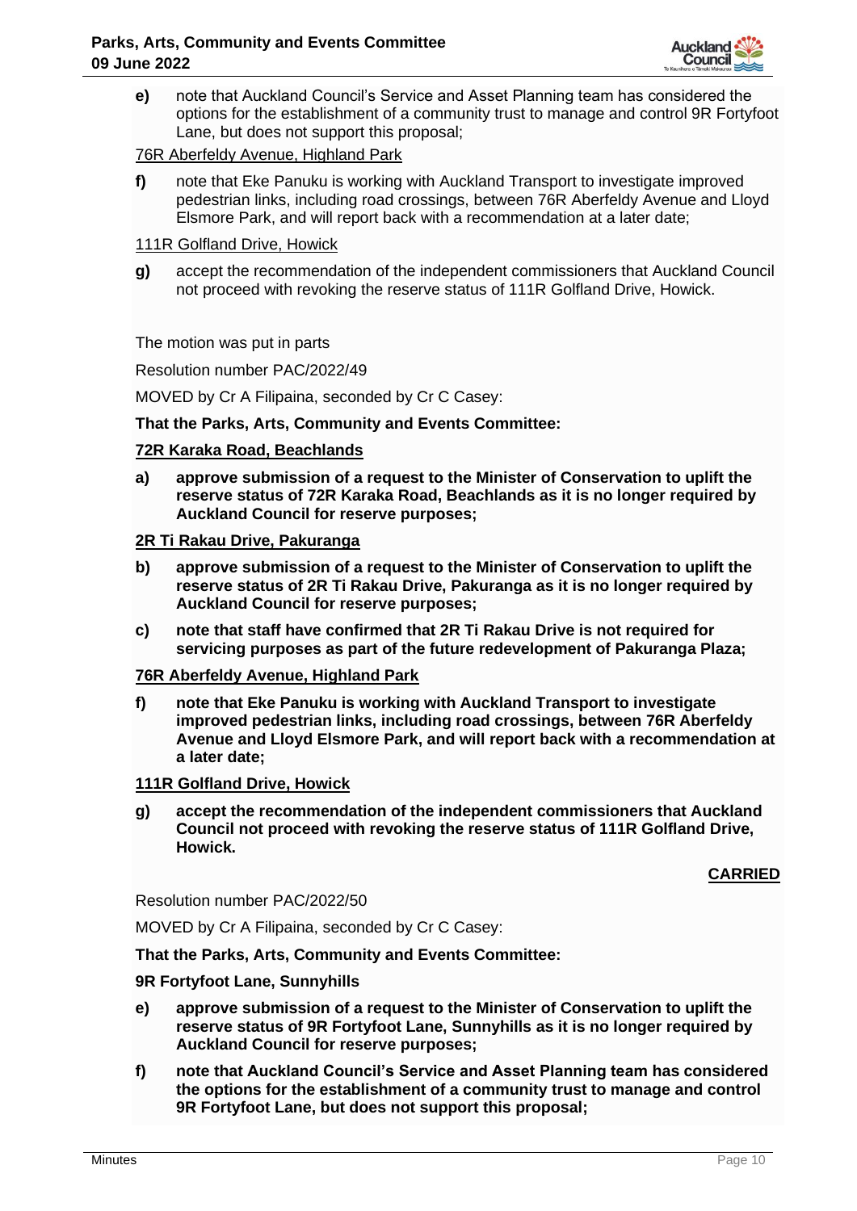e) note that Auckland Council's Service and Asset Planning team has considered the options for the establishment of a community trust to manage and control 9R Fortyfoot Lane, but does not support this proposal;

76R Aberfeldy Avenue, Highland Park

f) note that Eke Panuku is working with Auckland Transport to investigate improved pedestrian links, including road crossings, between 76R Aberfeldy Avenue and Lloyd Elsmore Park, and will report back with a recommendation at a later date;

111R Golfland Drive, Howick

g) accept the recommendation of the independent commissioners that Auckland Council not proceed with revoking the reserve status of 111R Golfland Drive, Howick.

The motion was put in parts

Resolution number PAC/2022/49

MOVED by Cr A Filipaina, seconded by Cr C Casey:

**That the Parks, Arts, Community and Events Committee:**

**72R Karaka Road, Beachlands**

**a) approve submission of a request to the Minister of Conservation to uplift the reserve status of 72R Karaka Road, Beachlands as it is no longer required by Auckland Council for reserve purposes;**

**2R Ti Rakau Drive, Pakuranga**

**b) approve submission of a request to the Minister of Conservation to uplift the reserve status of 2R Ti Rakau Drive, Pakuranga as it is no longer required by Auckland Council for reserve purposes;**

**c) note that staff have confirmed that 2R Ti Rakau Drive is not required for servicing purposes as part of the future redevelopment of Pakuranga Plaza;**

**76R Aberfeldy Avenue, Highland Park**

**f) note that Eke Panuku is working with Auckland Transport to investigate improved pedestrian links, including road crossings, between 76R Aberfeldy Avenue and Lloyd Elsmore Park, and will report back with a recommendation at a later date;**

**111R Golfland Drive, Howick**

**g) accept the recommendation of the independent commissioners that Auckland Council not proceed with revoking the reserve status of 111R Golfland Drive, Howick.**

**CARRIED**

Resolution number PAC/2022/50

MOVED by Cr A Filipaina, seconded by Cr C Casey:

**That the Parks, Arts, Community and Events Committee:**

**9R Fortyfoot Lane, Sunnyhills**

**e) approve submission of a request to the Minister of Conservation to uplift the reserve status of 9R Fortyfoot Lane, Sunnyhills as it is no longer required by Auckland Council for reserve purposes;**

**f) note that Auckland Council's Service and Asset Planning team has considered the options for the establishment of a community trust to manage and control 9R Fortyfoot Lane, but does not support this proposal;**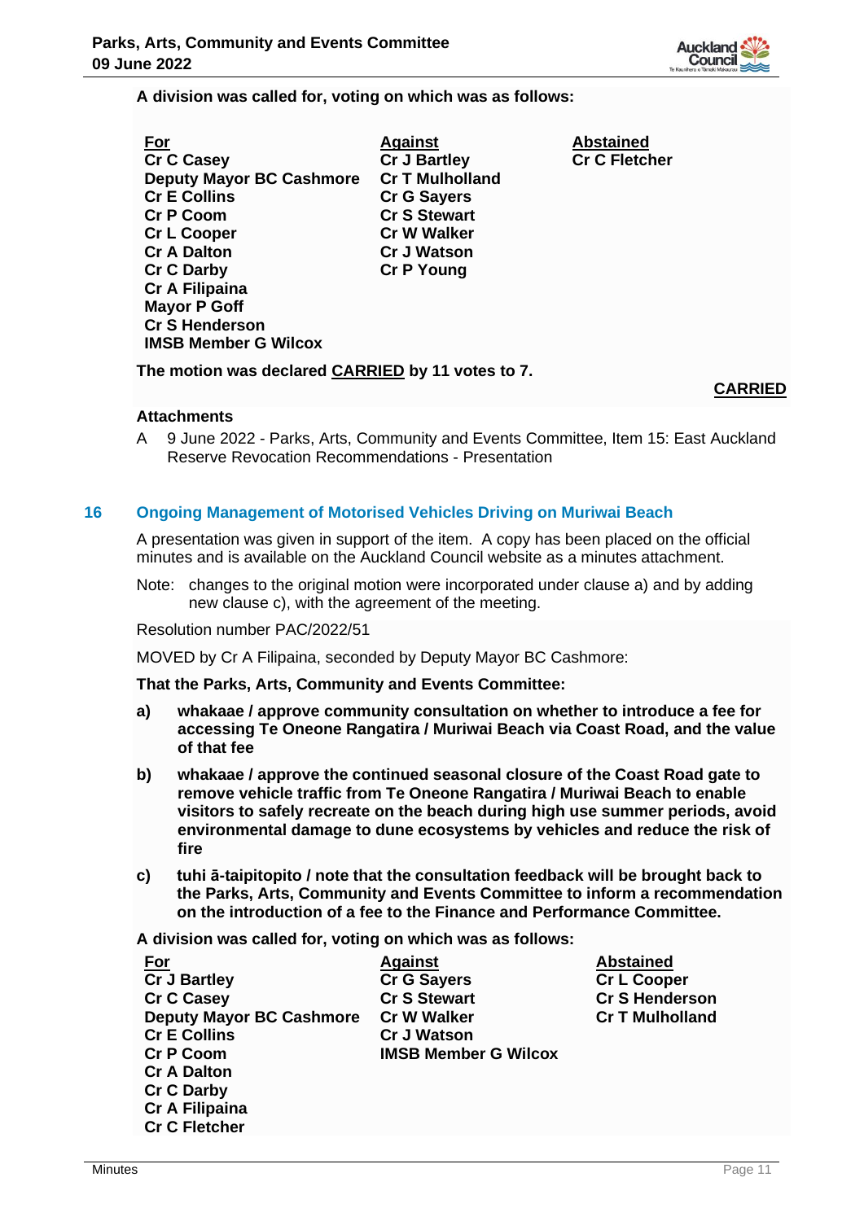**A division was called for, voting on which was as follows:**

| For | Against | Abstained |
|---|---|---|
| Cr C Casey | Cr J Bartley | Cr C Fletcher |
| Deputy Mayor BC Cashmore | Cr T Mulholland | |
| Cr E Collins | Cr G Sayers | |
| Cr P Coom | Cr S Stewart | |
| Cr L Cooper | Cr W Walker | |
| Cr A Dalton | Cr J Watson | |
| Cr C Darby | Cr P Young | |
| Cr A Filipaina | | |
| Mayor P Goff | | |
| Cr S Henderson | | |
| IMSB Member G Wilcox | | |

**The motion was declared CARRIED by 11 votes to 7.**

**CARRIED**

**Attachments**

A 9 June 2022 - Parks, Arts, Community and Events Committee, Item 15: East Auckland Reserve Revocation Recommendations - Presentation

## 16 Ongoing Management of Motorised Vehicles Driving on Muriwai Beach

A presentation was given in support of the item. A copy has been placed on the official minutes and is available on the Auckland Council website as a minutes attachment.

Note: changes to the original motion were incorporated under clause a) and by adding new clause c), with the agreement of the meeting.

Resolution number PAC/2022/51

MOVED by Cr A Filipaina, seconded by Deputy Mayor BC Cashmore:

**That the Parks, Arts, Community and Events Committee:**

**a) whakaae / approve community consultation on whether to introduce a fee for accessing Te Oneone Rangatira / Muriwai Beach via Coast Road, and the value of that fee**

**b) whakaae / approve the continued seasonal closure of the Coast Road gate to remove vehicle traffic from Te Oneone Rangatira / Muriwai Beach to enable visitors to safely recreate on the beach during high use summer periods, avoid environmental damage to dune ecosystems by vehicles and reduce the risk of fire**

**c) tuhi ā-taipitopito / note that the consultation feedback will be brought back to the Parks, Arts, Community and Events Committee to inform a recommendation on the introduction of a fee to the Finance and Performance Committee.**

**A division was called for, voting on which was as follows:**

| For | Against | Abstained |
|---|---|---|
| Cr J Bartley | Cr G Sayers | Cr L Cooper |
| Cr C Casey | Cr S Stewart | Cr S Henderson |
| Deputy Mayor BC Cashmore | Cr W Walker | Cr T Mulholland |
| Cr E Collins | Cr J Watson | |
| Cr P Coom | IMSB Member G Wilcox | |
| Cr A Dalton | | |
| Cr C Darby | | |
| Cr A Filipaina | | |
| Cr C Fletcher | | |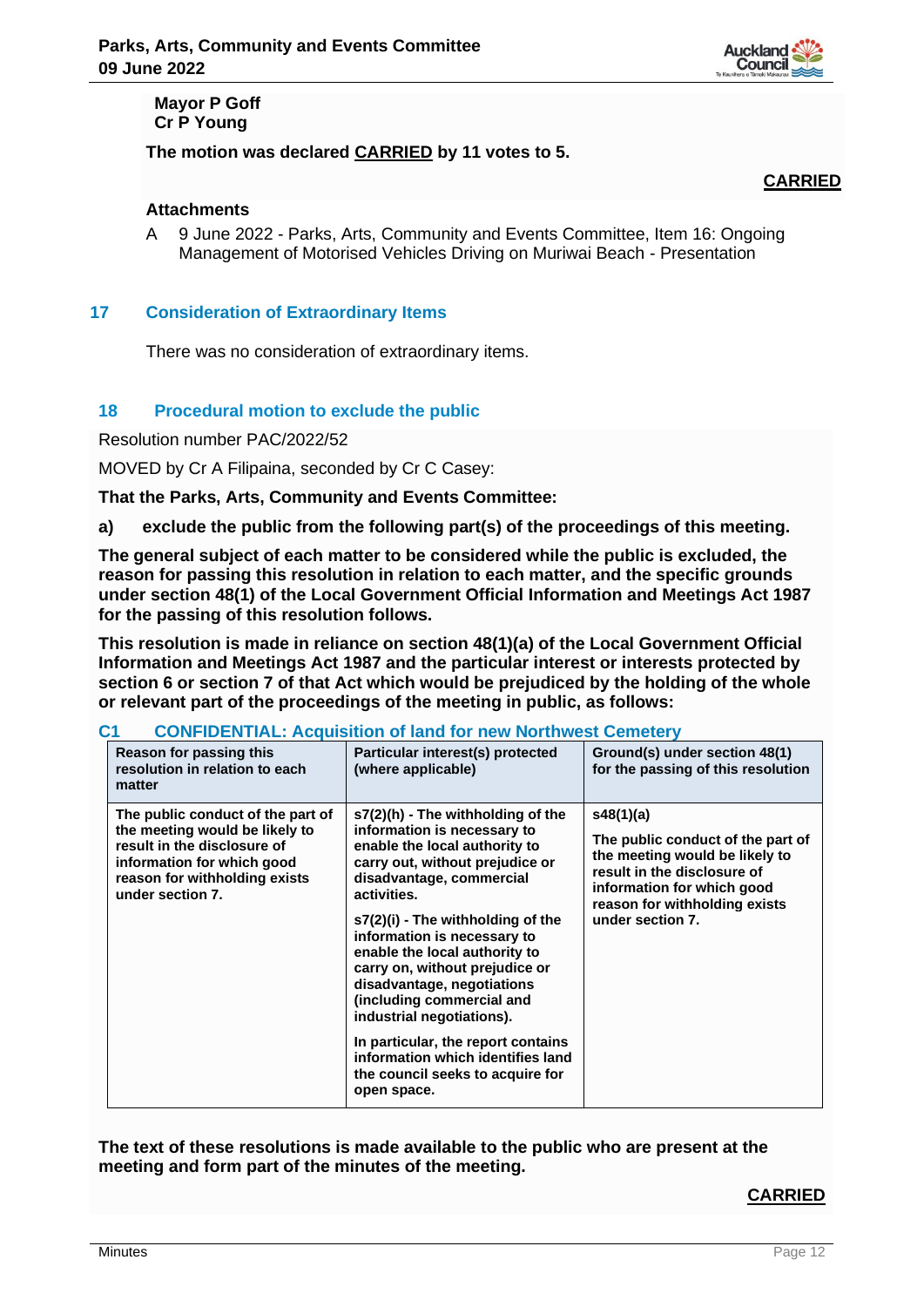**Mayor P Goff**
**Cr P Young**

**The motion was declared CARRIED by 11 votes to 5.**

**CARRIED**

**Attachments**

A 9 June 2022 - Parks, Arts, Community and Events Committee, Item 16: Ongoing Management of Motorised Vehicles Driving on Muriwai Beach - Presentation

## 17 Consideration of Extraordinary Items

There was no consideration of extraordinary items.

## 18 Procedural motion to exclude the public

Resolution number PAC/2022/52

MOVED by Cr A Filipaina, seconded by Cr C Casey:

**That the Parks, Arts, Community and Events Committee:**

**a) exclude the public from the following part(s) of the proceedings of this meeting.**

**The general subject of each matter to be considered while the public is excluded, the reason for passing this resolution in relation to each matter, and the specific grounds under section 48(1) of the Local Government Official Information and Meetings Act 1987 for the passing of this resolution follows.**

**This resolution is made in reliance on section 48(1)(a) of the Local Government Official Information and Meetings Act 1987 and the particular interest or interests protected by section 6 or section 7 of that Act which would be prejudiced by the holding of the whole or relevant part of the proceedings of the meeting in public, as follows:**

### C1 CONFIDENTIAL: Acquisition of land for new Northwest Cemetery

| Reason for passing this resolution in relation to each matter | Particular interest(s) protected (where applicable) | Ground(s) under section 48(1) for the passing of this resolution |
|---|---|---|
| The public conduct of the part of the meeting would be likely to result in the disclosure of information for which good reason for withholding exists under section 7. | s7(2)(h) - The withholding of the information is necessary to enable the local authority to carry out, without prejudice or disadvantage, commercial activities.<br><br>s7(2)(i) - The withholding of the information is necessary to enable the local authority to carry on, without prejudice or disadvantage, negotiations (including commercial and industrial negotiations).<br><br>In particular, the report contains information which identifies land the council seeks to acquire for open space. | s48(1)(a)<br><br>The public conduct of the part of the meeting would be likely to result in the disclosure of information for which good reason for withholding exists under section 7. |

**The text of these resolutions is made available to the public who are present at the meeting and form part of the minutes of the meeting.**

**CARRIED**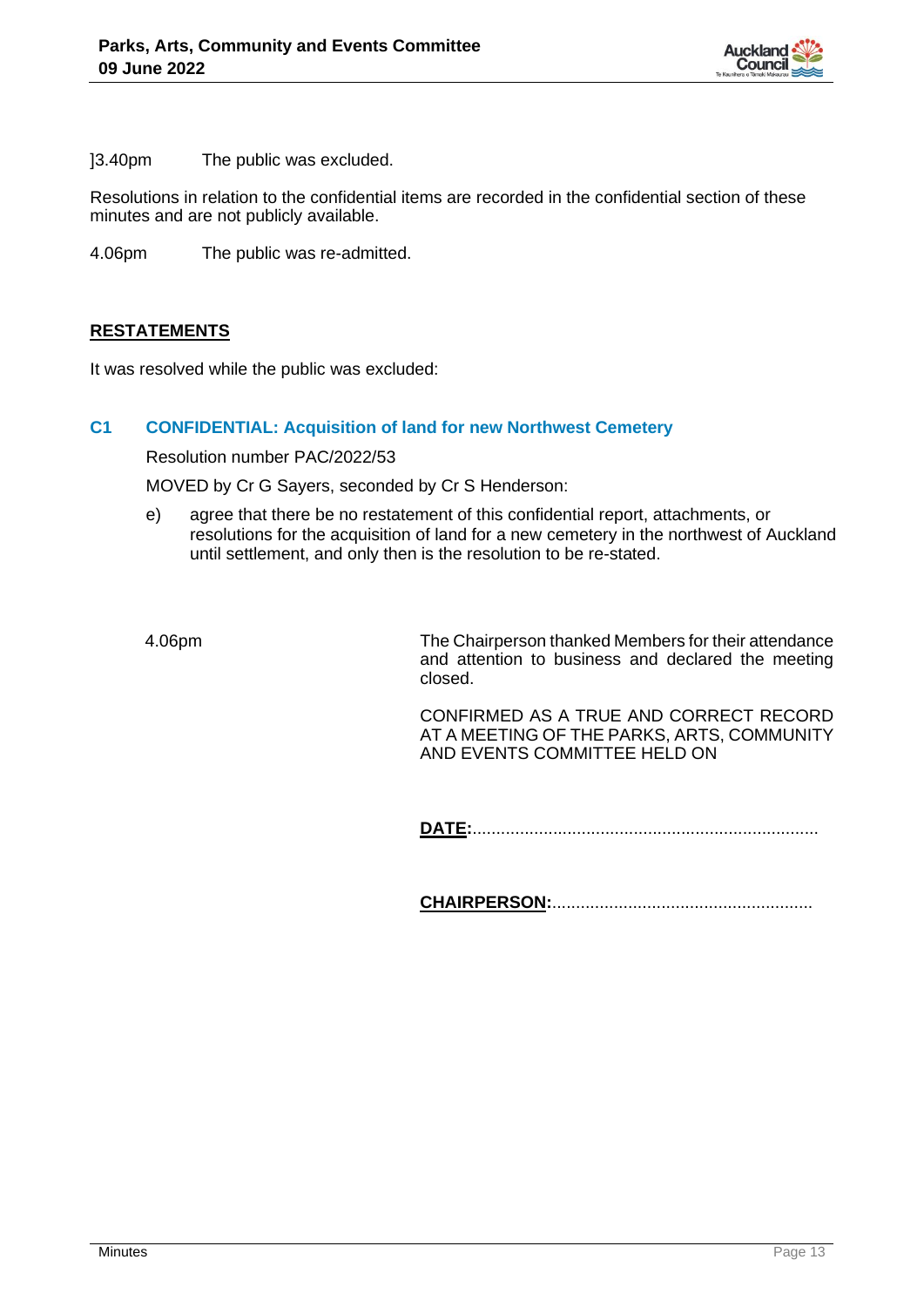]3.40pm The public was excluded.

Resolutions in relation to the confidential items are recorded in the confidential section of these minutes and are not publicly available.

4.06pm The public was re-admitted.

**RESTATEMENTS**

It was resolved while the public was excluded:

### C1 CONFIDENTIAL: Acquisition of land for new Northwest Cemetery

Resolution number PAC/2022/53

MOVED by Cr G Sayers, seconded by Cr S Henderson:

e) agree that there be no restatement of this confidential report, attachments, or resolutions for the acquisition of land for a new cemetery in the northwest of Auckland until settlement, and only then is the resolution to be re-stated.

4.06pm The Chairperson thanked Members for their attendance and attention to business and declared the meeting closed.

CONFIRMED AS A TRUE AND CORRECT RECORD AT A MEETING OF THE PARKS, ARTS, COMMUNITY AND EVENTS COMMITTEE HELD ON

**DATE:**.........................................................................

**CHAIRPERSON:**.......................................................